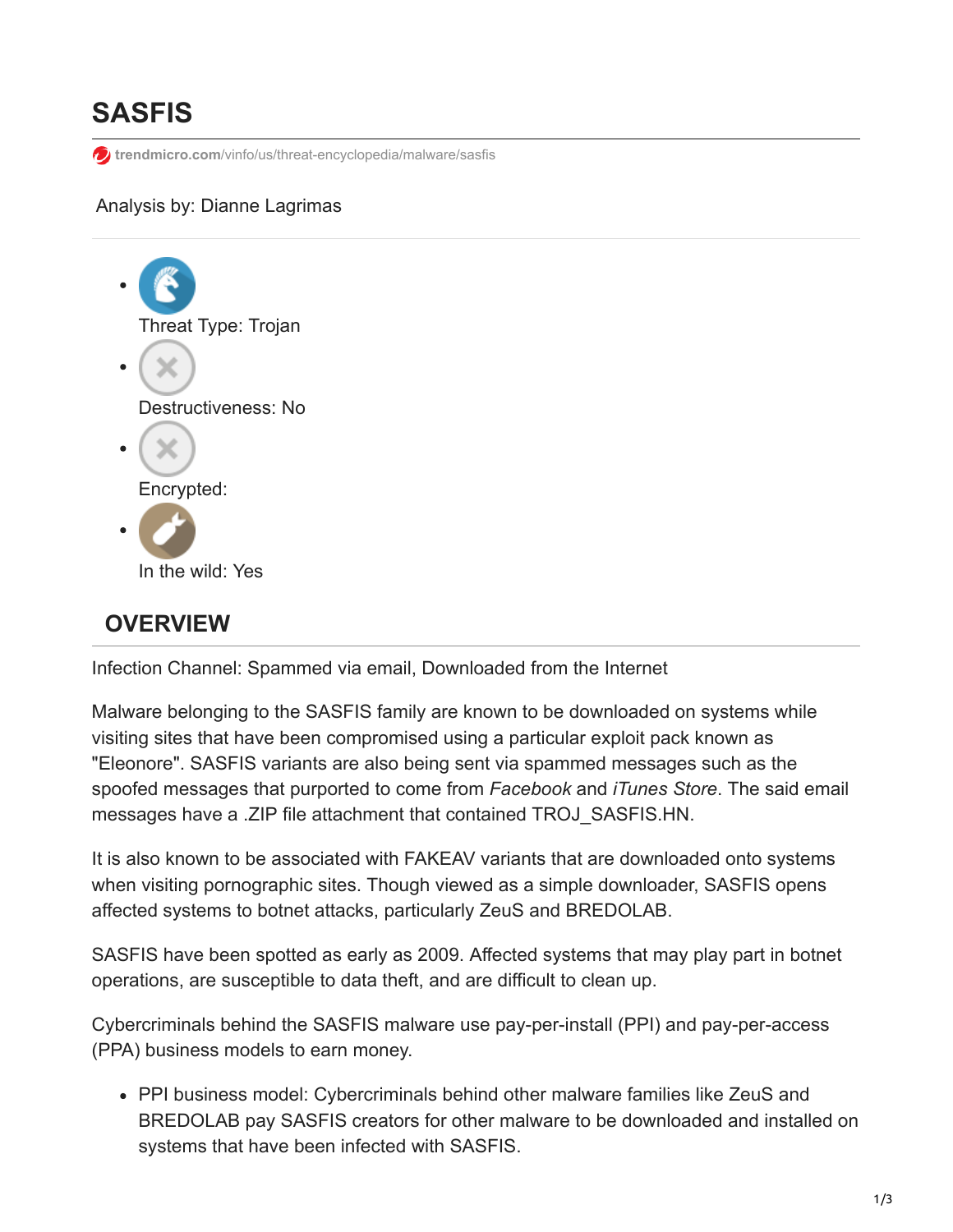# SASFIS

trendmicro.com/vinfo/us/threat-encyclopedia/malware/sasfis

Analysis by: Dianne Lagrimas

- Threat Type: Trojan
- Destructiveness: No
- Encrypted:
- In the wild: Yes

## OVERVIEW

Infection Channel: Spammed via email, Downloaded from the Internet

Malware belonging to the SASFIS family are known to be downloaded on systems while visiting sites that have been compromised using a particular exploit pack known as "Eleonore". SASFIS variants are also being sent via spammed messages such as the spoofed messages that purported to come from *Facebook* and *iTunes Store*. The said email messages have a .ZIP file attachment that contained TROJ_SASFIS.HN.

It is also known to be associated with FAKEAV variants that are downloaded onto systems when visiting pornographic sites. Though viewed as a simple downloader, SASFIS opens affected systems to botnet attacks, particularly ZeuS and BREDOLAB.

SASFIS have been spotted as early as 2009. Affected systems that may play part in botnet operations, are susceptible to data theft, and are difficult to clean up.

Cybercriminals behind the SASFIS malware use pay-per-install (PPI) and pay-per-access (PPA) business models to earn money.

- PPI business model: Cybercriminals behind other malware families like ZeuS and BREDOLAB pay SASFIS creators for other malware to be downloaded and installed on systems that have been infected with SASFIS.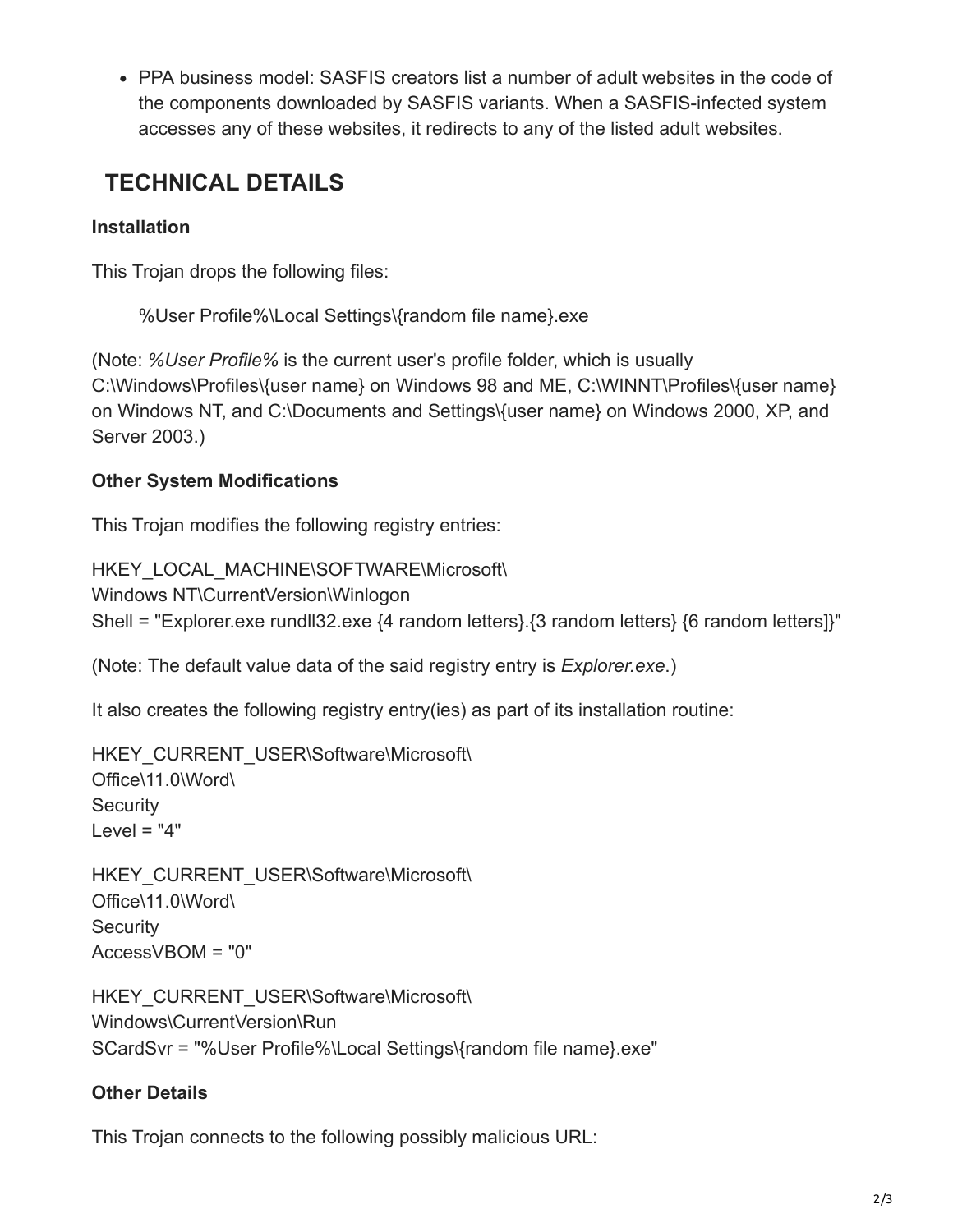- PPA business model: SASFIS creators list a number of adult websites in the code of the components downloaded by SASFIS variants. When a SASFIS-infected system accesses any of these websites, it redirects to any of the listed adult websites.

## TECHNICAL DETAILS

**Installation**

This Trojan drops the following files:

%User Profile%\Local Settings\{random file name}.exe

(Note: *%User Profile%* is the current user's profile folder, which is usually C:\Windows\Profiles\{user name} on Windows 98 and ME, C:\WINNT\Profiles\{user name} on Windows NT, and C:\Documents and Settings\{user name} on Windows 2000, XP, and Server 2003.)

**Other System Modifications**

This Trojan modifies the following registry entries:

HKEY_LOCAL_MACHINE\SOFTWARE\Microsoft\
Windows NT\CurrentVersion\Winlogon
Shell = "Explorer.exe rundll32.exe {4 random letters}.{3 random letters} {6 random letters]}"

(Note: The default value data of the said registry entry is *Explorer.exe*.)

It also creates the following registry entry(ies) as part of its installation routine:

HKEY_CURRENT_USER\Software\Microsoft\
Office\11.0\Word\
Security
Level = "4"

HKEY_CURRENT_USER\Software\Microsoft\
Office\11.0\Word\
Security
AccessVBOM = "0"

HKEY_CURRENT_USER\Software\Microsoft\
Windows\CurrentVersion\Run
SCardSvr = "%User Profile%\Local Settings\{random file name}.exe"

**Other Details**

This Trojan connects to the following possibly malicious URL: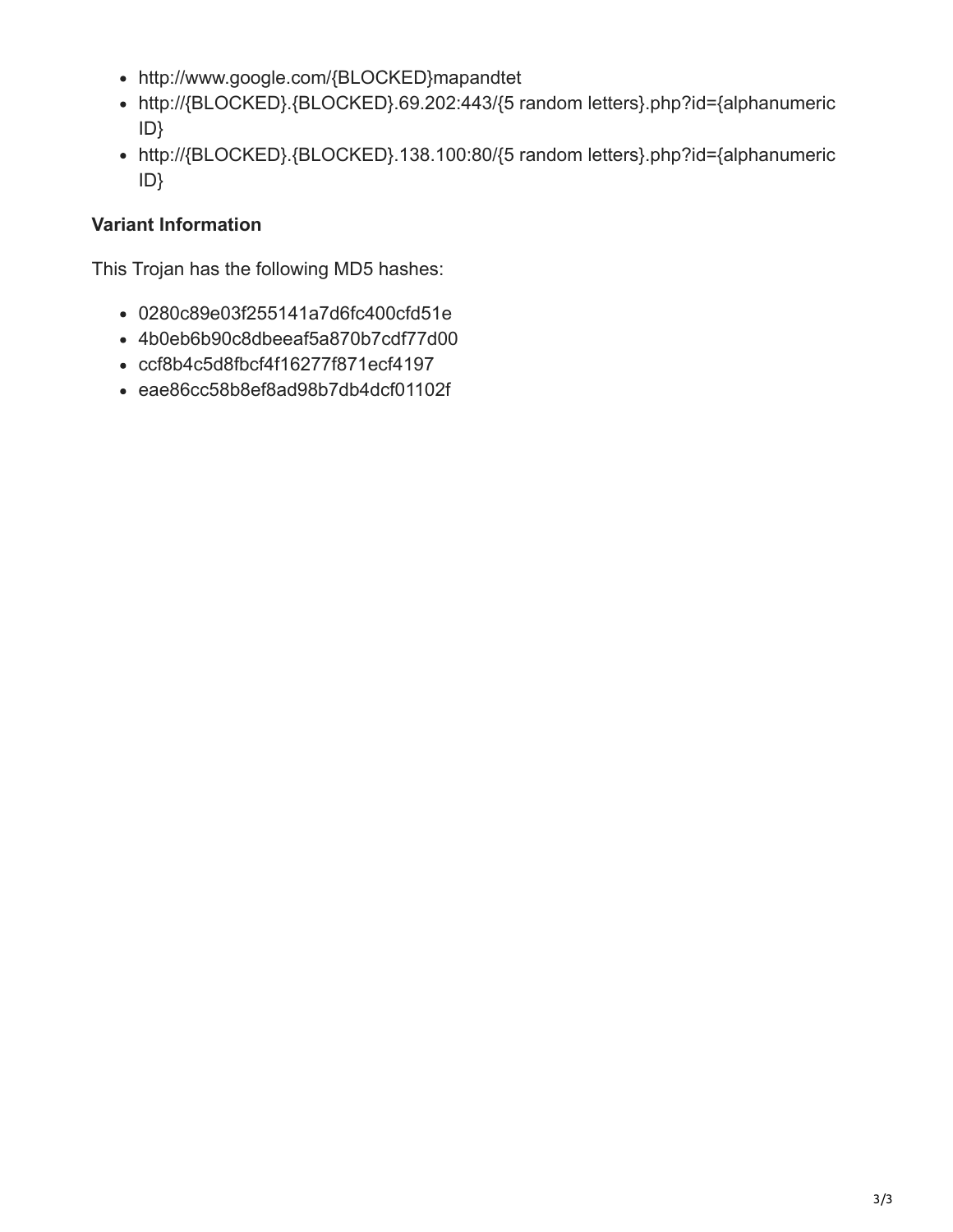- http://www.google.com/{BLOCKED}mapandtet
- http://{BLOCKED}.{BLOCKED}.69.202:443/{5 random letters}.php?id={alphanumeric ID}
- http://{BLOCKED}.{BLOCKED}.138.100:80/{5 random letters}.php?id={alphanumeric ID}

### Variant Information

This Trojan has the following MD5 hashes:

- 0280c89e03f255141a7d6fc400cfd51e
- 4b0eb6b90c8dbeeaf5a870b7cdf77d00
- ccf8b4c5d8fbcf4f16277f871ecf4197
- eae86cc58b8ef8ad98b7db4dcf01102f